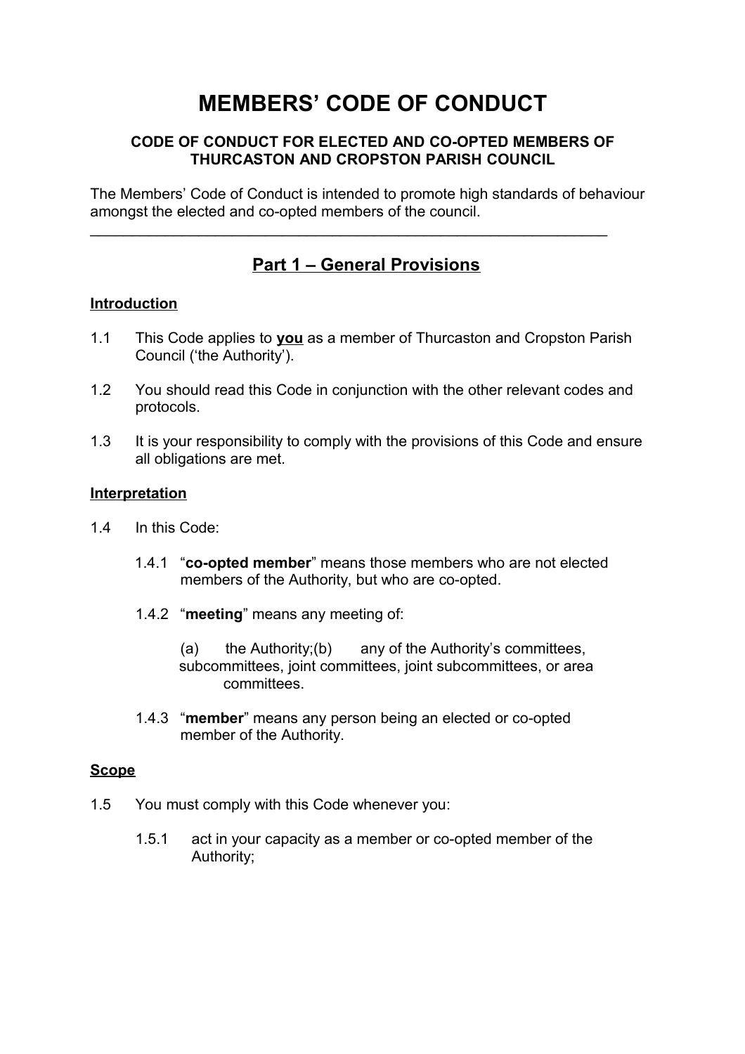# MEMBERS' CODE OF CONDUCT

**CODE OF CONDUCT FOR ELECTED AND CO-OPTED MEMBERS OF THURCASTON AND CROPSTON PARISH COUNCIL**

The Members' Code of Conduct is intended to promote high standards of behaviour amongst the elected and co-opted members of the council.

---

## Part 1 – General Provisions

### Introduction

1.1 This Code applies to **you** as a member of Thurcaston and Cropston Parish Council ('the Authority').

1.2 You should read this Code in conjunction with the other relevant codes and protocols.

1.3 It is your responsibility to comply with the provisions of this Code and ensure all obligations are met.

### Interpretation

1.4 In this Code:

1.4.1 "**co-opted member**" means those members who are not elected members of the Authority, but who are co-opted.

1.4.2 "**meeting**" means any meeting of:

(a) the Authority;(b) any of the Authority's committees, subcommittees, joint committees, joint subcommittees, or area committees.

1.4.3 "**member**" means any person being an elected or co-opted member of the Authority.

### Scope

1.5 You must comply with this Code whenever you:

1.5.1 act in your capacity as a member or co-opted member of the Authority;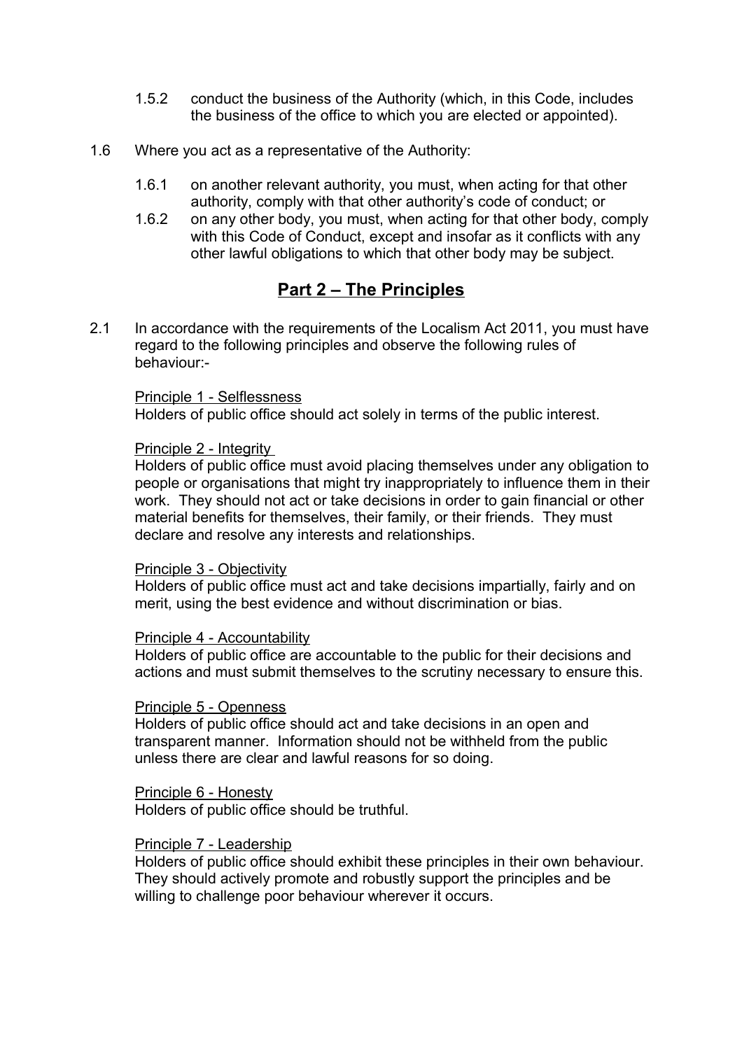1.5.2 conduct the business of the Authority (which, in this Code, includes the business of the office to which you are elected or appointed).

1.6 Where you act as a representative of the Authority:

1.6.1 on another relevant authority, you must, when acting for that other authority, comply with that other authority's code of conduct; or

1.6.2 on any other body, you must, when acting for that other body, comply with this Code of Conduct, except and insofar as it conflicts with any other lawful obligations to which that other body may be subject.

## Part 2 – The Principles

2.1 In accordance with the requirements of the Localism Act 2011, you must have regard to the following principles and observe the following rules of behaviour:-

Principle 1 - Selflessness
Holders of public office should act solely in terms of the public interest.

Principle 2 - Integrity
Holders of public office must avoid placing themselves under any obligation to people or organisations that might try inappropriately to influence them in their work. They should not act or take decisions in order to gain financial or other material benefits for themselves, their family, or their friends. They must declare and resolve any interests and relationships.

Principle 3 - Objectivity
Holders of public office must act and take decisions impartially, fairly and on merit, using the best evidence and without discrimination or bias.

Principle 4 - Accountability
Holders of public office are accountable to the public for their decisions and actions and must submit themselves to the scrutiny necessary to ensure this.

Principle 5 - Openness
Holders of public office should act and take decisions in an open and transparent manner. Information should not be withheld from the public unless there are clear and lawful reasons for so doing.

Principle 6 - Honesty
Holders of public office should be truthful.

Principle 7 - Leadership
Holders of public office should exhibit these principles in their own behaviour. They should actively promote and robustly support the principles and be willing to challenge poor behaviour wherever it occurs.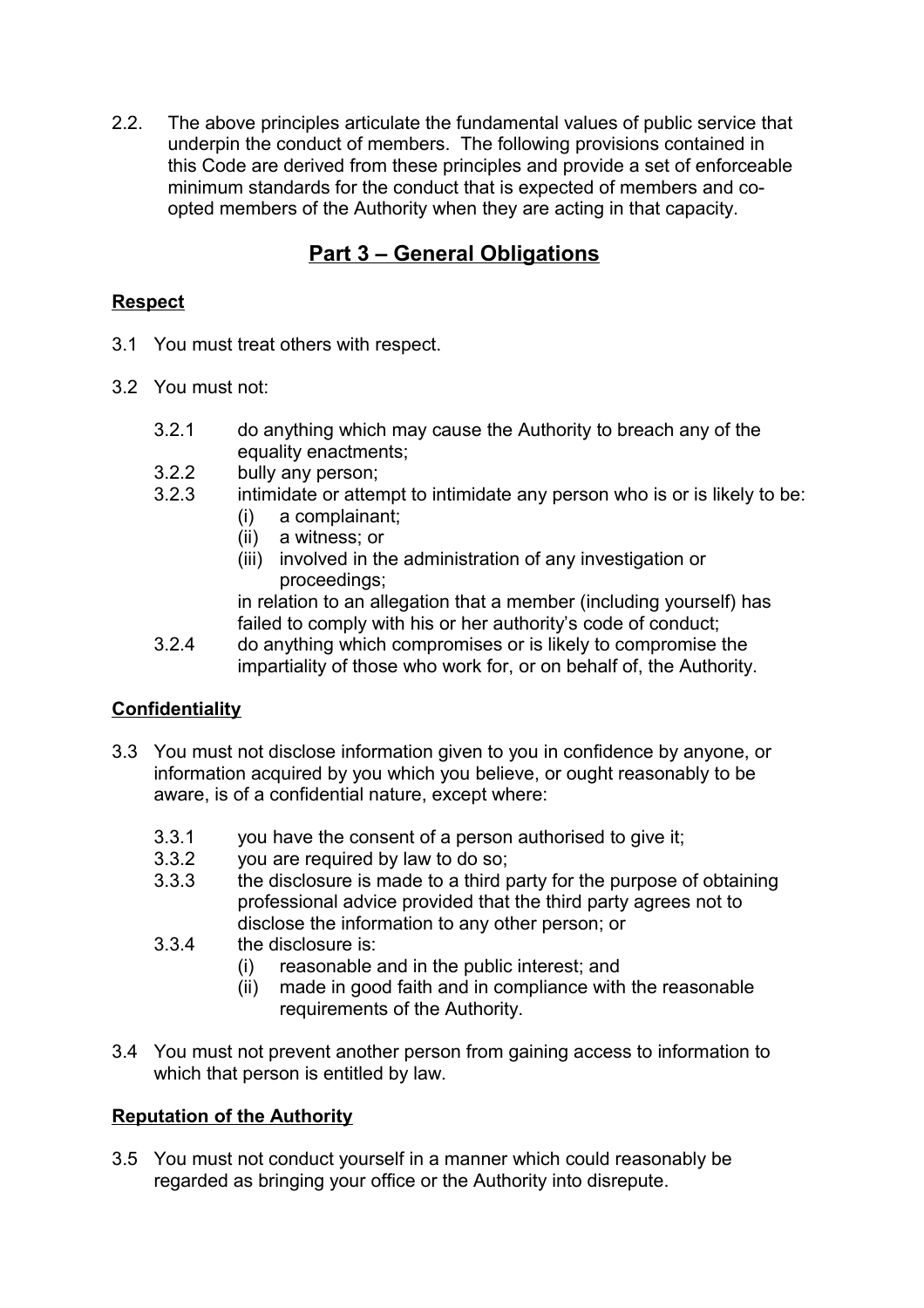2.2. The above principles articulate the fundamental values of public service that underpin the conduct of members. The following provisions contained in this Code are derived from these principles and provide a set of enforceable minimum standards for the conduct that is expected of members and co-opted members of the Authority when they are acting in that capacity.

## Part 3 – General Obligations

**Respect**

3.1 You must treat others with respect.

3.2 You must not:

- 3.2.1 do anything which may cause the Authority to breach any of the equality enactments;
- 3.2.2 bully any person;
- 3.2.3 intimidate or attempt to intimidate any person who is or is likely to be:
  - (i) a complainant;
  - (ii) a witness; or
  - (iii) involved in the administration of any investigation or proceedings;

  in relation to an allegation that a member (including yourself) has failed to comply with his or her authority's code of conduct;
- 3.2.4 do anything which compromises or is likely to compromise the impartiality of those who work for, or on behalf of, the Authority.

**Confidentiality**

3.3 You must not disclose information given to you in confidence by anyone, or information acquired by you which you believe, or ought reasonably to be aware, is of a confidential nature, except where:

- 3.3.1 you have the consent of a person authorised to give it;
- 3.3.2 you are required by law to do so;
- 3.3.3 the disclosure is made to a third party for the purpose of obtaining professional advice provided that the third party agrees not to disclose the information to any other person; or
- 3.3.4 the disclosure is:
  - (i) reasonable and in the public interest; and
  - (ii) made in good faith and in compliance with the reasonable requirements of the Authority.

3.4 You must not prevent another person from gaining access to information to which that person is entitled by law.

**Reputation of the Authority**

3.5 You must not conduct yourself in a manner which could reasonably be regarded as bringing your office or the Authority into disrepute.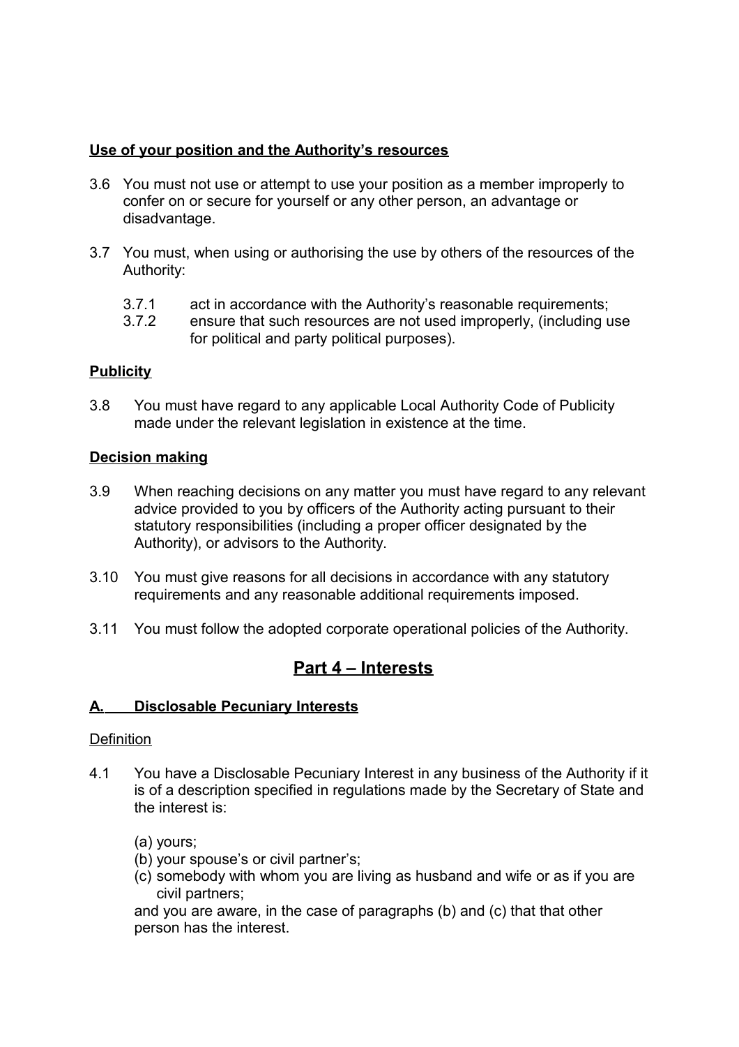**Use of your position and the Authority's resources**

3.6 You must not use or attempt to use your position as a member improperly to confer on or secure for yourself or any other person, an advantage or disadvantage.

3.7 You must, when using or authorising the use by others of the resources of the Authority:

3.7.1 act in accordance with the Authority's reasonable requirements;
3.7.2 ensure that such resources are not used improperly, (including use for political and party political purposes).

**Publicity**

3.8 You must have regard to any applicable Local Authority Code of Publicity made under the relevant legislation in existence at the time.

**Decision making**

3.9 When reaching decisions on any matter you must have regard to any relevant advice provided to you by officers of the Authority acting pursuant to their statutory responsibilities (including a proper officer designated by the Authority), or advisors to the Authority.

3.10 You must give reasons for all decisions in accordance with any statutory requirements and any reasonable additional requirements imposed.

3.11 You must follow the adopted corporate operational policies of the Authority.

## Part 4 – Interests

### A. Disclosable Pecuniary Interests

Definition

4.1 You have a Disclosable Pecuniary Interest in any business of the Authority if it is of a description specified in regulations made by the Secretary of State and the interest is:

(a) yours;
(b) your spouse's or civil partner's;
(c) somebody with whom you are living as husband and wife or as if you are civil partners;

and you are aware, in the case of paragraphs (b) and (c) that that other person has the interest.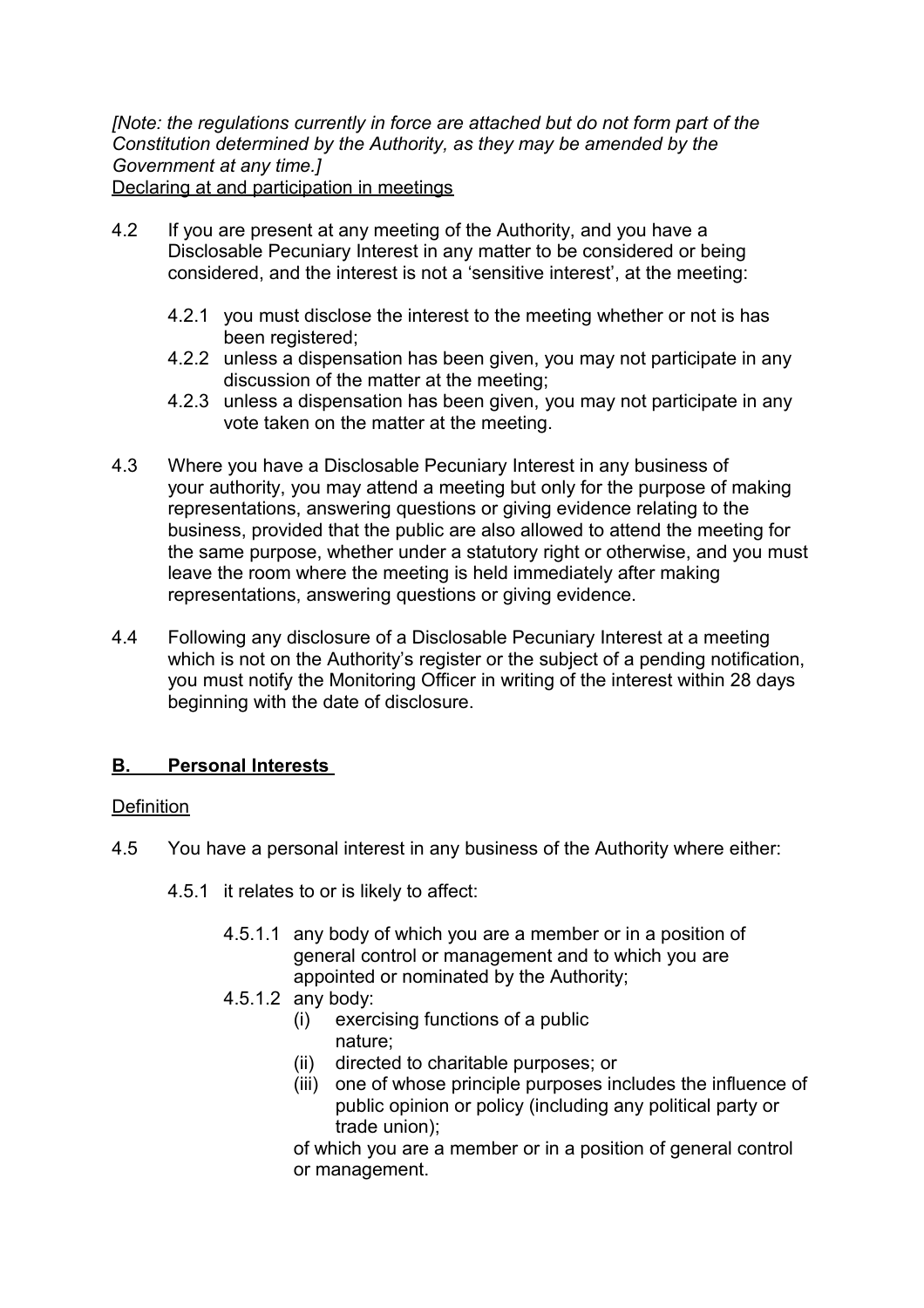*[Note: the regulations currently in force are attached but do not form part of the Constitution determined by the Authority, as they may be amended by the Government at any time.]*

Declaring at and participation in meetings

4.2 If you are present at any meeting of the Authority, and you have a Disclosable Pecuniary Interest in any matter to be considered or being considered, and the interest is not a 'sensitive interest', at the meeting:

- 4.2.1 you must disclose the interest to the meeting whether or not is has been registered;
- 4.2.2 unless a dispensation has been given, you may not participate in any discussion of the matter at the meeting;
- 4.2.3 unless a dispensation has been given, you may not participate in any vote taken on the matter at the meeting.

4.3 Where you have a Disclosable Pecuniary Interest in any business of your authority, you may attend a meeting but only for the purpose of making representations, answering questions or giving evidence relating to the business, provided that the public are also allowed to attend the meeting for the same purpose, whether under a statutory right or otherwise, and you must leave the room where the meeting is held immediately after making representations, answering questions or giving evidence.

4.4 Following any disclosure of a Disclosable Pecuniary Interest at a meeting which is not on the Authority's register or the subject of a pending notification, you must notify the Monitoring Officer in writing of the interest within 28 days beginning with the date of disclosure.

## B. Personal Interests

Definition

4.5 You have a personal interest in any business of the Authority where either:

- 4.5.1 it relates to or is likely to affect:
  - 4.5.1.1 any body of which you are a member or in a position of general control or management and to which you are appointed or nominated by the Authority;
  - 4.5.1.2 any body:
    - (i) exercising functions of a public nature;
    - (ii) directed to charitable purposes; or
    - (iii) one of whose principle purposes includes the influence of public opinion or policy (including any political party or trade union);

    of which you are a member or in a position of general control or management.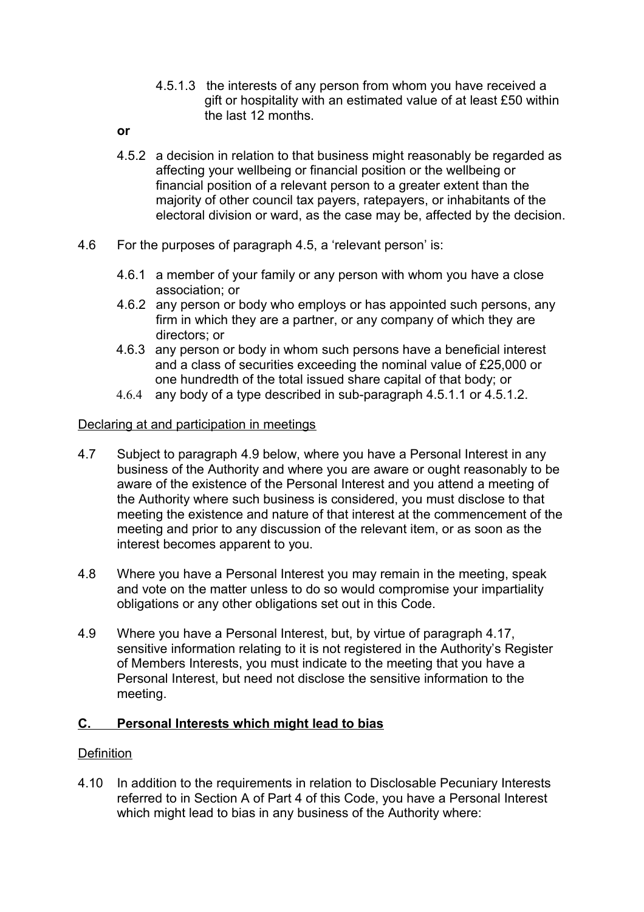4.5.1.3 the interests of any person from whom you have received a gift or hospitality with an estimated value of at least £50 within the last 12 months.

**or**

4.5.2 a decision in relation to that business might reasonably be regarded as affecting your wellbeing or financial position or the wellbeing or financial position of a relevant person to a greater extent than the majority of other council tax payers, ratepayers, or inhabitants of the electoral division or ward, as the case may be, affected by the decision.

4.6 For the purposes of paragraph 4.5, a 'relevant person' is:

4.6.1 a member of your family or any person with whom you have a close association; or

4.6.2 any person or body who employs or has appointed such persons, any firm in which they are a partner, or any company of which they are directors; or

4.6.3 any person or body in whom such persons have a beneficial interest and a class of securities exceeding the nominal value of £25,000 or one hundredth of the total issued share capital of that body; or

4.6.4 any body of a type described in sub-paragraph 4.5.1.1 or 4.5.1.2.

Declaring at and participation in meetings

4.7 Subject to paragraph 4.9 below, where you have a Personal Interest in any business of the Authority and where you are aware or ought reasonably to be aware of the existence of the Personal Interest and you attend a meeting of the Authority where such business is considered, you must disclose to that meeting the existence and nature of that interest at the commencement of the meeting and prior to any discussion of the relevant item, or as soon as the interest becomes apparent to you.

4.8 Where you have a Personal Interest you may remain in the meeting, speak and vote on the matter unless to do so would compromise your impartiality obligations or any other obligations set out in this Code.

4.9 Where you have a Personal Interest, but, by virtue of paragraph 4.17, sensitive information relating to it is not registered in the Authority's Register of Members Interests, you must indicate to the meeting that you have a Personal Interest, but need not disclose the sensitive information to the meeting.

## C. Personal Interests which might lead to bias

Definition

4.10 In addition to the requirements in relation to Disclosable Pecuniary Interests referred to in Section A of Part 4 of this Code, you have a Personal Interest which might lead to bias in any business of the Authority where: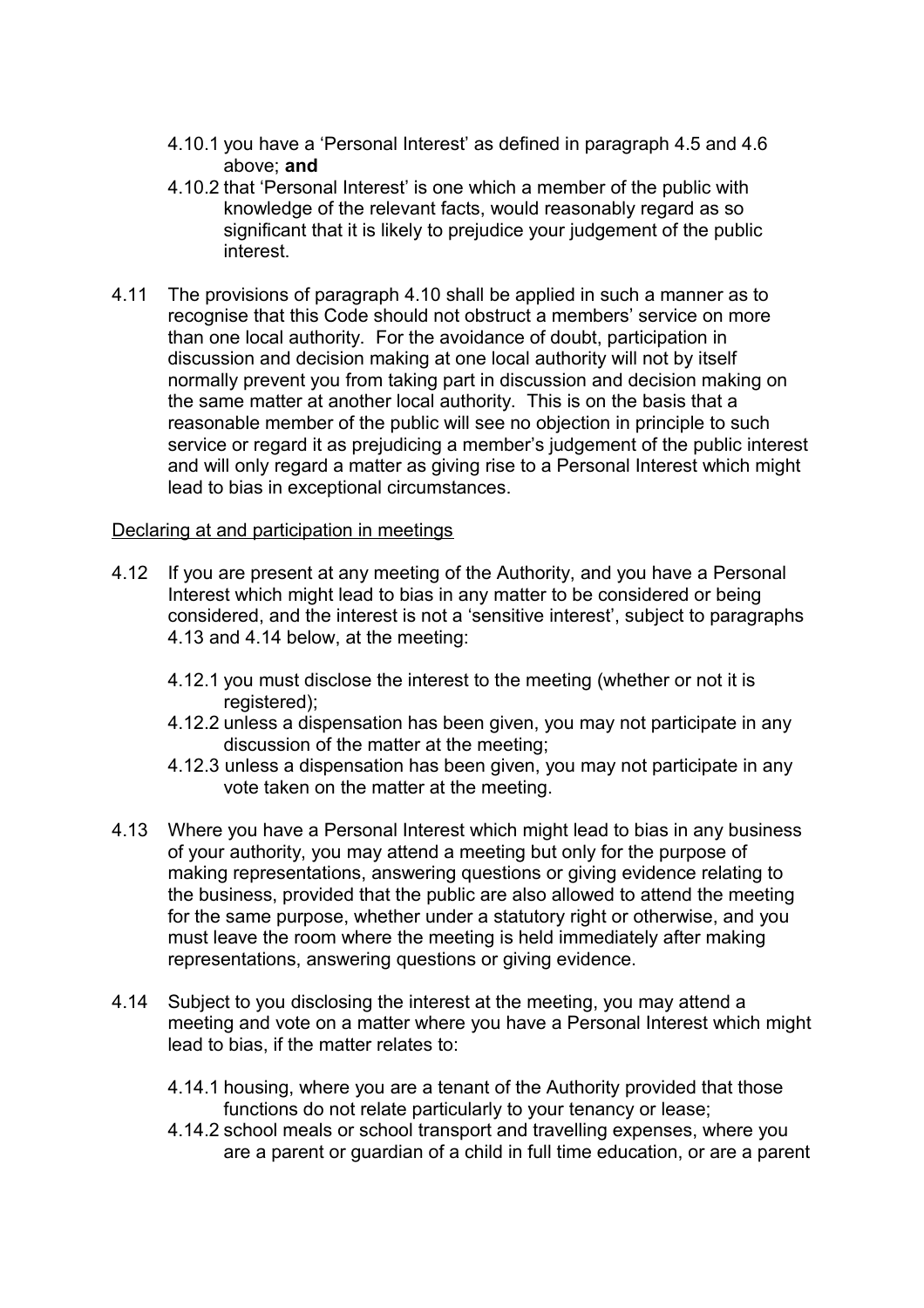4.10.1 you have a 'Personal Interest' as defined in paragraph 4.5 and 4.6 above; **and**

4.10.2 that 'Personal Interest' is one which a member of the public with knowledge of the relevant facts, would reasonably regard as so significant that it is likely to prejudice your judgement of the public interest.

4.11 The provisions of paragraph 4.10 shall be applied in such a manner as to recognise that this Code should not obstruct a members' service on more than one local authority. For the avoidance of doubt, participation in discussion and decision making at one local authority will not by itself normally prevent you from taking part in discussion and decision making on the same matter at another local authority. This is on the basis that a reasonable member of the public will see no objection in principle to such service or regard it as prejudicing a member's judgement of the public interest and will only regard a matter as giving rise to a Personal Interest which might lead to bias in exceptional circumstances.

<u>Declaring at and participation in meetings</u>

4.12 If you are present at any meeting of the Authority, and you have a Personal Interest which might lead to bias in any matter to be considered or being considered, and the interest is not a 'sensitive interest', subject to paragraphs 4.13 and 4.14 below, at the meeting:

4.12.1 you must disclose the interest to the meeting (whether or not it is registered);

4.12.2 unless a dispensation has been given, you may not participate in any discussion of the matter at the meeting;

4.12.3 unless a dispensation has been given, you may not participate in any vote taken on the matter at the meeting.

4.13 Where you have a Personal Interest which might lead to bias in any business of your authority, you may attend a meeting but only for the purpose of making representations, answering questions or giving evidence relating to the business, provided that the public are also allowed to attend the meeting for the same purpose, whether under a statutory right or otherwise, and you must leave the room where the meeting is held immediately after making representations, answering questions or giving evidence.

4.14 Subject to you disclosing the interest at the meeting, you may attend a meeting and vote on a matter where you have a Personal Interest which might lead to bias, if the matter relates to:

4.14.1 housing, where you are a tenant of the Authority provided that those functions do not relate particularly to your tenancy or lease;

4.14.2 school meals or school transport and travelling expenses, where you are a parent or guardian of a child in full time education, or are a parent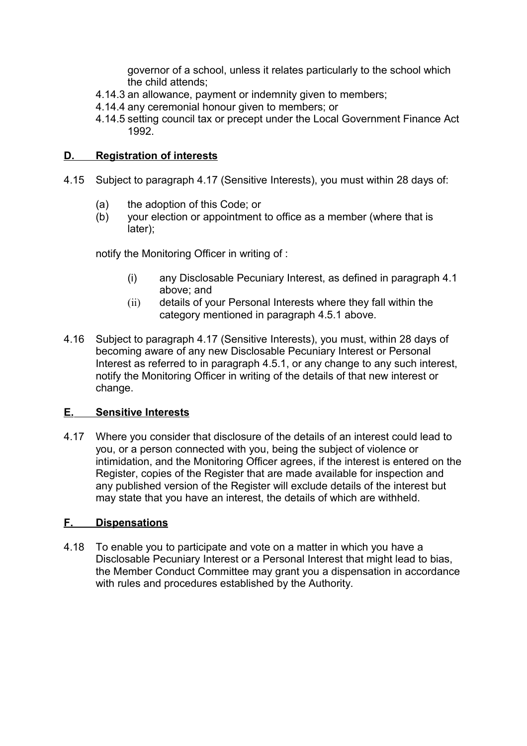governor of a school, unless it relates particularly to the school which the child attends;

4.14.3 an allowance, payment or indemnity given to members;

4.14.4 any ceremonial honour given to members; or

4.14.5 setting council tax or precept under the Local Government Finance Act 1992.

## D. Registration of interests

4.15 Subject to paragraph 4.17 (Sensitive Interests), you must within 28 days of:

(a) the adoption of this Code; or

(b) your election or appointment to office as a member (where that is later);

notify the Monitoring Officer in writing of :

(i) any Disclosable Pecuniary Interest, as defined in paragraph 4.1 above; and

(ii) details of your Personal Interests where they fall within the category mentioned in paragraph 4.5.1 above.

4.16 Subject to paragraph 4.17 (Sensitive Interests), you must, within 28 days of becoming aware of any new Disclosable Pecuniary Interest or Personal Interest as referred to in paragraph 4.5.1, or any change to any such interest, notify the Monitoring Officer in writing of the details of that new interest or change.

## E. Sensitive Interests

4.17 Where you consider that disclosure of the details of an interest could lead to you, or a person connected with you, being the subject of violence or intimidation, and the Monitoring Officer agrees, if the interest is entered on the Register, copies of the Register that are made available for inspection and any published version of the Register will exclude details of the interest but may state that you have an interest, the details of which are withheld.

## F. Dispensations

4.18 To enable you to participate and vote on a matter in which you have a Disclosable Pecuniary Interest or a Personal Interest that might lead to bias, the Member Conduct Committee may grant you a dispensation in accordance with rules and procedures established by the Authority.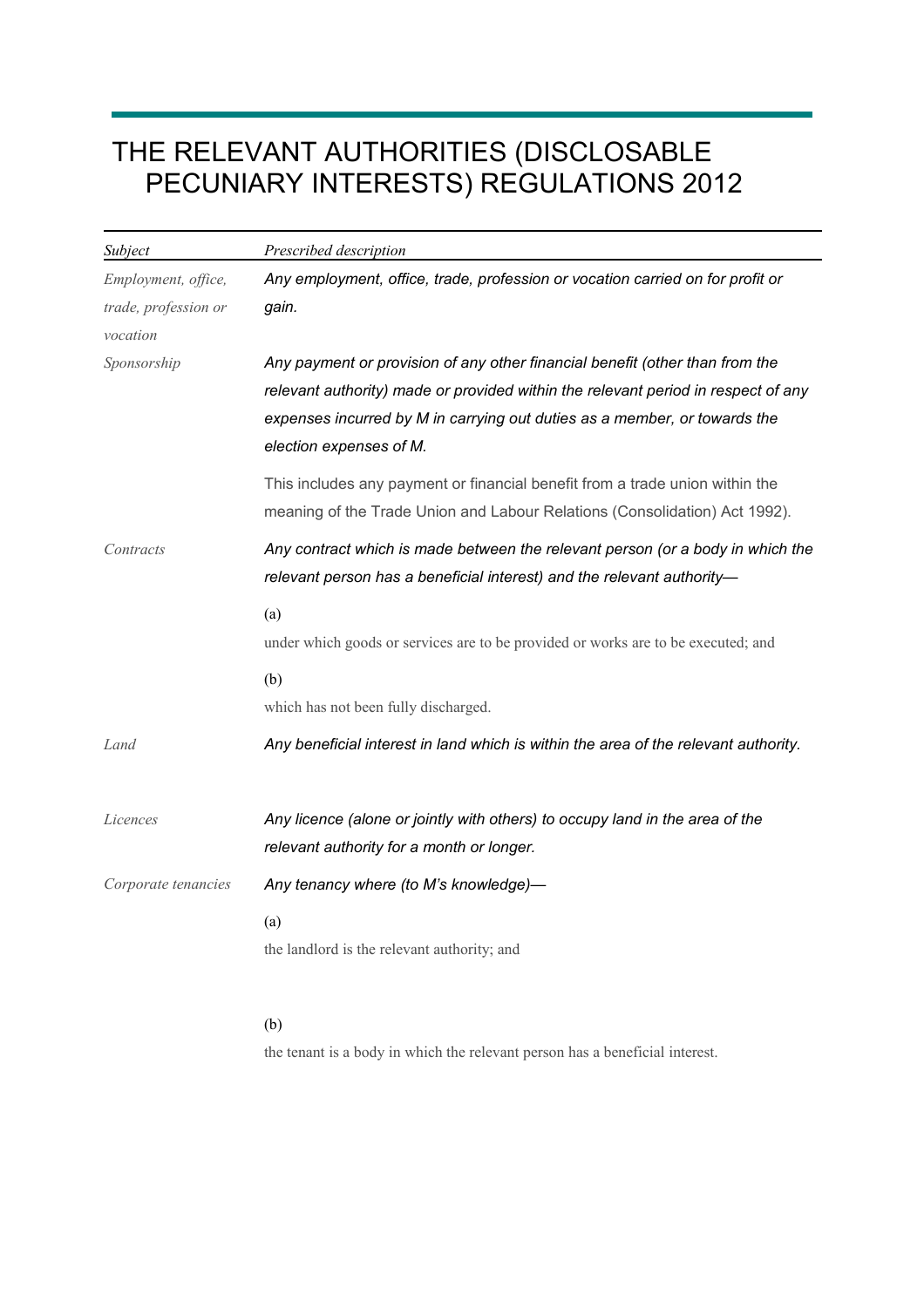# THE RELEVANT AUTHORITIES (DISCLOSABLE PECUNIARY INTERESTS) REGULATIONS 2012

| *Subject* | *Prescribed description* |
|---|---|
| *Employment, office, trade, profession or vocation* | ***Any employment, office, trade, profession or vocation carried on for profit or gain.*** |
| *Sponsorship* | ***Any payment or provision of any other financial benefit (other than from the relevant authority) made or provided within the relevant period in respect of any expenses incurred by M in carrying out duties as a member, or towards the election expenses of M.***<br><br>This includes any payment or financial benefit from a trade union within the meaning of the Trade Union and Labour Relations (Consolidation) Act 1992). |
| *Contracts* | ***Any contract which is made between the relevant person (or a body in which the relevant person has a beneficial interest) and the relevant authority—***<br><br>(a)<br>under which goods or services are to be provided or works are to be executed; and<br><br>(b)<br>which has not been fully discharged. |
| *Land* | ***Any beneficial interest in land which is within the area of the relevant authority.*** |
| *Licences* | ***Any licence (alone or jointly with others) to occupy land in the area of the relevant authority for a month or longer.*** |
| *Corporate tenancies* | ***Any tenancy where (to M's knowledge)—***<br><br>(a)<br>the landlord is the relevant authority; and<br><br>(b)<br>the tenant is a body in which the relevant person has a beneficial interest. |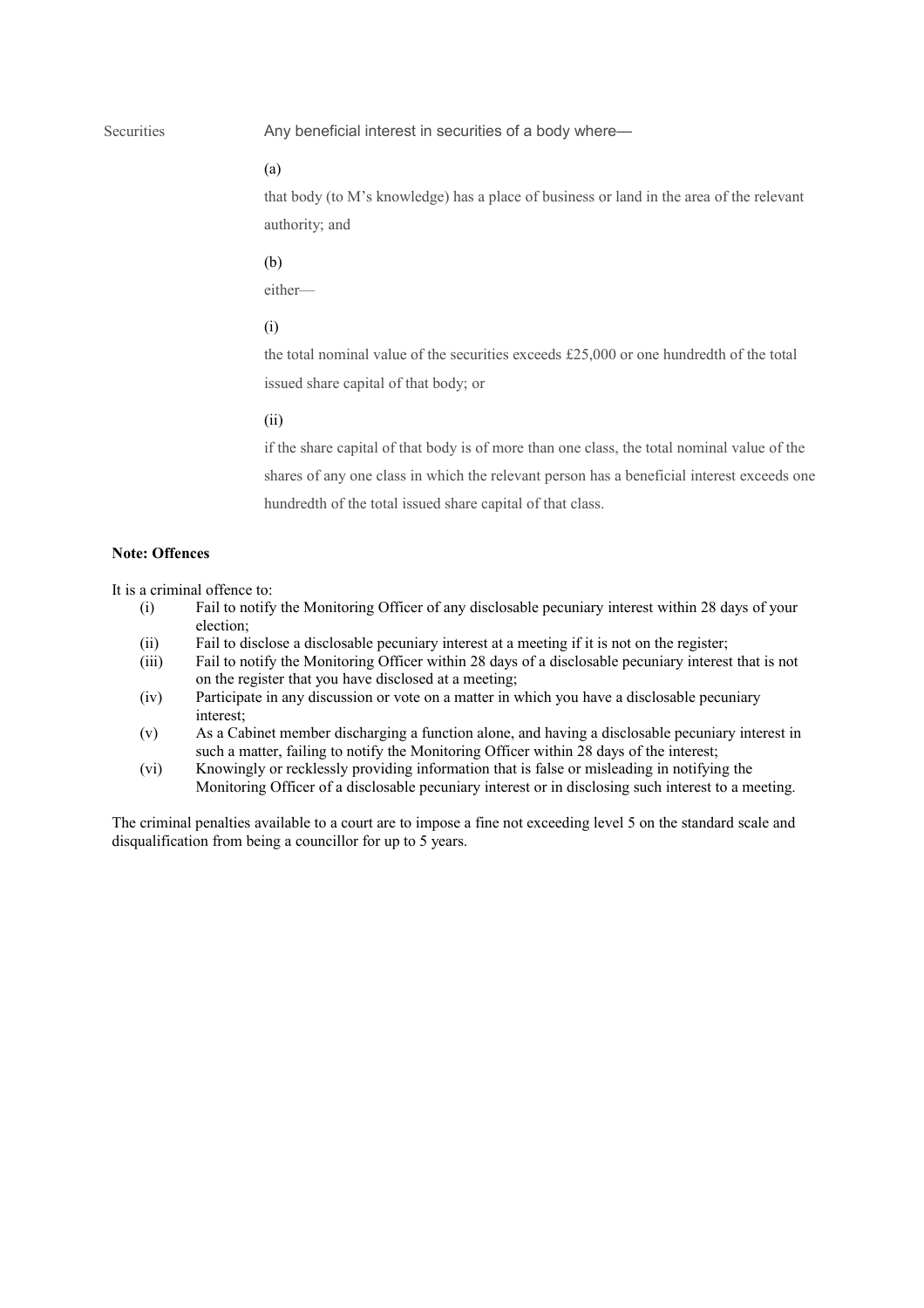| | |
|---|---|
| Securities | Any beneficial interest in securities of a body where—<br><br>(a)<br><br>that body (to M's knowledge) has a place of business or land in the area of the relevant authority; and<br><br>(b)<br><br>either—<br><br>(i)<br><br>the total nominal value of the securities exceeds £25,000 or one hundredth of the total issued share capital of that body; or<br><br>(ii)<br><br>if the share capital of that body is of more than one class, the total nominal value of the shares of any one class in which the relevant person has a beneficial interest exceeds one hundredth of the total issued share capital of that class. |

**Note: Offences**

It is a criminal offence to:

(i) Fail to notify the Monitoring Officer of any disclosable pecuniary interest within 28 days of your election;

(ii) Fail to disclose a disclosable pecuniary interest at a meeting if it is not on the register;

(iii) Fail to notify the Monitoring Officer within 28 days of a disclosable pecuniary interest that is not on the register that you have disclosed at a meeting;

(iv) Participate in any discussion or vote on a matter in which you have a disclosable pecuniary interest;

(v) As a Cabinet member discharging a function alone, and having a disclosable pecuniary interest in such a matter, failing to notify the Monitoring Officer within 28 days of the interest;

(vi) Knowingly or recklessly providing information that is false or misleading in notifying the Monitoring Officer of a disclosable pecuniary interest or in disclosing such interest to a meeting.

The criminal penalties available to a court are to impose a fine not exceeding level 5 on the standard scale and disqualification from being a councillor for up to 5 years.